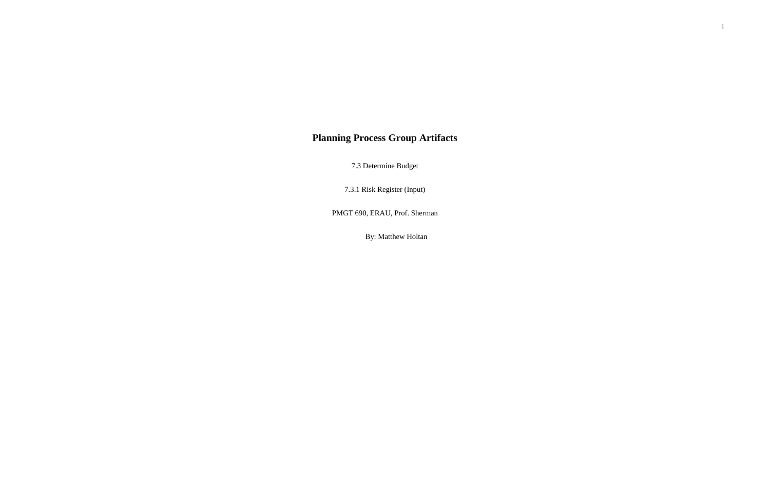# Planning Process Group Artifacts

7.3 Determine Budget

7.3.1 Risk Register (Input)

PMGT 690, ERAU, Prof. Sherman

By: Matthew Holtan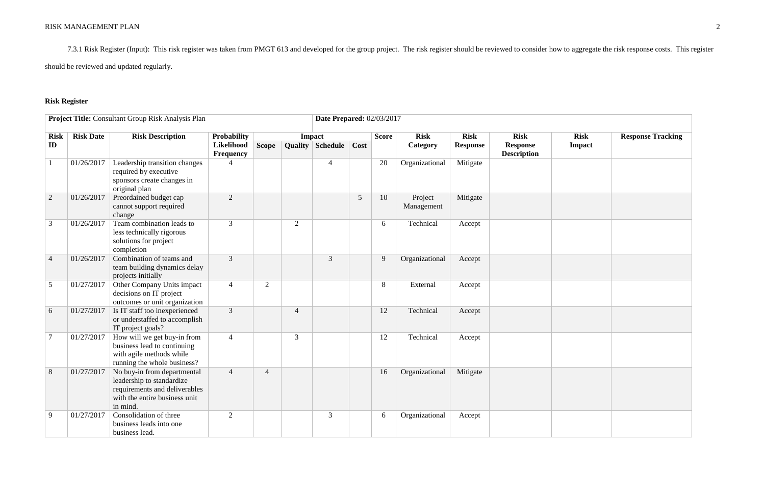7.3.1 Risk Register (Input): This risk register was taken from PMGT 613 and developed for the group project. The risk register should be reviewed to consider how to aggregate the risk response costs. This register should be reviewed and updated regularly.

**Risk Register**

| **Project Title:** Consultant Group Risk Analysis Plan | | | | | | | | **Date Prepared:** 02/03/2017 | | | | | | |
|---|---|---|---|---|---|---|---|---|---|---|---|---|---|---|
| **Risk ID** | **Risk Date** | **Risk Description** | **Probability Likelihood Frequency** | **Impact** | | | | **Score** | **Risk Category** | **Risk Response** | **Risk Response Description** | **Risk Impact** | **Response Tracking** |
| | | | | **Scope** | **Quality** | **Schedule** | **Cost** | | | | | | |
| 1 | 01/26/2017 | Leadership transition changes required by executive sponsors create changes in original plan | 4 | | | 4 | | 20 | Organizational | Mitigate | | | |
| 2 | 01/26/2017 | Preordained budget cap cannot support required change | 2 | | | | 5 | 10 | Project Management | Mitigate | | | |
| 3 | 01/26/2017 | Team combination leads to less technically rigorous solutions for project completion | 3 | | 2 | | | 6 | Technical | Accept | | | |
| 4 | 01/26/2017 | Combination of teams and team building dynamics delay projects initially | 3 | | | 3 | | 9 | Organizational | Accept | | | |
| 5 | 01/27/2017 | Other Company Units impact decisions on IT project outcomes or unit organization | 4 | 2 | | | | 8 | External | Accept | | | |
| 6 | 01/27/2017 | Is IT staff too inexperienced or understaffed to accomplish IT project goals? | 3 | | 4 | | | 12 | Technical | Accept | | | |
| 7 | 01/27/2017 | How will we get buy-in from business lead to continuing with agile methods while running the whole business? | 4 | | 3 | | | 12 | Technical | Accept | | | |
| 8 | 01/27/2017 | No buy-in from departmental leadership to standardize requirements and deliverables with the entire business unit in mind. | 4 | 4 | | | | 16 | Organizational | Mitigate | | | |
| 9 | 01/27/2017 | Consolidation of three business leads into one business lead. | 2 | | | 3 | | 6 | Organizational | Accept | | | |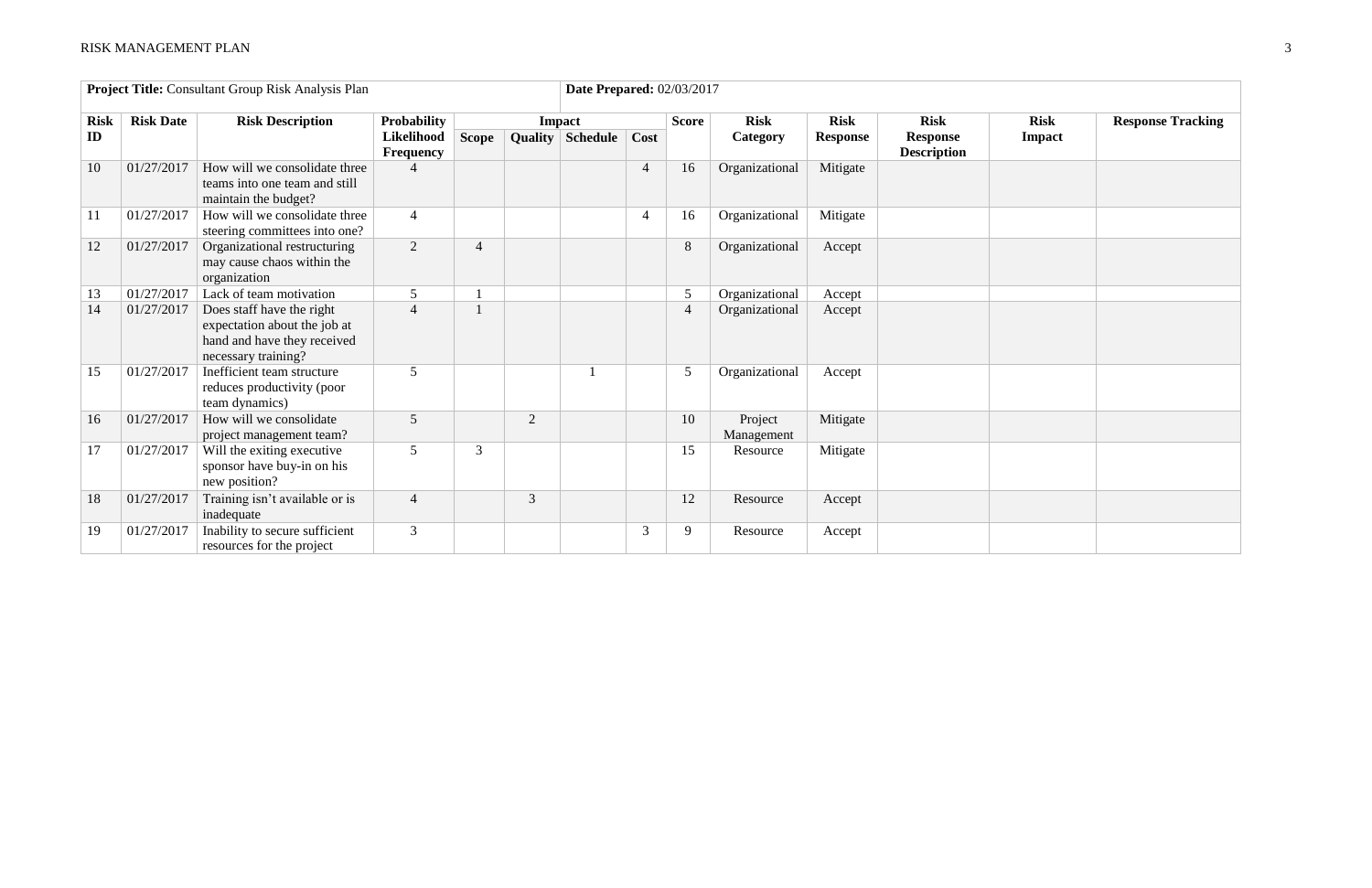| **Project Title:** Consultant Group Risk Analysis Plan | | | | | | | | **Date Prepared:** 02/03/2017 | | | | | | |
|---|---|---|---|---|---|---|---|---|---|---|---|---|---|---|
| **Risk ID** | **Risk Date** | **Risk Description** | **Probability Likelihood Frequency** | **Impact** | | | | **Score** | **Risk Category** | **Risk Response** | **Risk Response Description** | **Risk Impact** | **Response Tracking** |
| | | | | **Scope** | **Quality** | **Schedule** | **Cost** | | | | | | |
| 10 | 01/27/2017 | How will we consolidate three teams into one team and still maintain the budget? | 4 | | | | 4 | 16 | Organizational | Mitigate | | | |
| 11 | 01/27/2017 | How will we consolidate three steering committees into one? | 4 | | | | 4 | 16 | Organizational | Mitigate | | | |
| 12 | 01/27/2017 | Organizational restructuring may cause chaos within the organization | 2 | 4 | | | | 8 | Organizational | Accept | | | |
| 13 | 01/27/2017 | Lack of team motivation | 5 | 1 | | | | 5 | Organizational | Accept | | | |
| 14 | 01/27/2017 | Does staff have the right expectation about the job at hand and have they received necessary training? | 4 | 1 | | | | 4 | Organizational | Accept | | | |
| 15 | 01/27/2017 | Inefficient team structure reduces productivity (poor team dynamics) | 5 | | | 1 | | 5 | Organizational | Accept | | | |
| 16 | 01/27/2017 | How will we consolidate project management team? | 5 | | 2 | | | 10 | Project Management | Mitigate | | | |
| 17 | 01/27/2017 | Will the exiting executive sponsor have buy-in on his new position? | 5 | 3 | | | | 15 | Resource | Mitigate | | | |
| 18 | 01/27/2017 | Training isn't available or is inadequate | 4 | | 3 | | | 12 | Resource | Accept | | | |
| 19 | 01/27/2017 | Inability to secure sufficient resources for the project | 3 | | | | 3 | 9 | Resource | Accept | | | |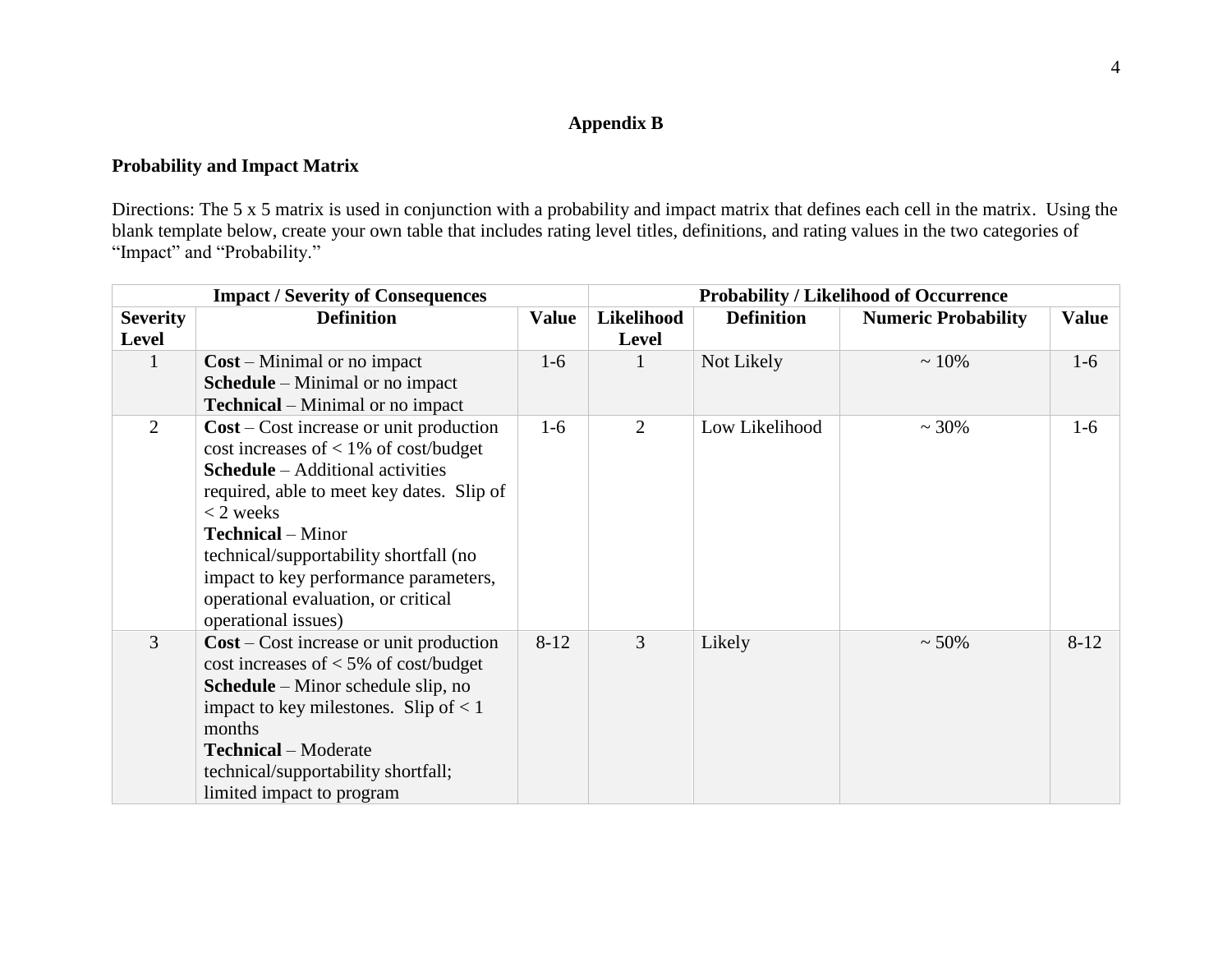## Appendix B

### Probability and Impact Matrix

Directions: The 5 x 5 matrix is used in conjunction with a probability and impact matrix that defines each cell in the matrix. Using the blank template below, create your own table that includes rating level titles, definitions, and rating values in the two categories of "Impact" and "Probability."

| Impact / Severity of Consequences | | | Probability / Likelihood of Occurrence | | | |
|---|---|---|---|---|---|---|
| **Severity Level** | **Definition** | **Value** | **Likelihood Level** | **Definition** | **Numeric Probability** | **Value** |
| 1 | **Cost** – Minimal or no impact<br>**Schedule** – Minimal or no impact<br>**Technical** – Minimal or no impact | 1-6 | 1 | Not Likely | ~ 10% | 1-6 |
| 2 | **Cost** – Cost increase or unit production cost increases of < 1% of cost/budget<br>**Schedule** – Additional activities required, able to meet key dates. Slip of < 2 weeks<br>**Technical** – Minor technical/supportability shortfall (no impact to key performance parameters, operational evaluation, or critical operational issues) | 1-6 | 2 | Low Likelihood | ~ 30% | 1-6 |
| 3 | **Cost** – Cost increase or unit production cost increases of < 5% of cost/budget<br>**Schedule** – Minor schedule slip, no impact to key milestones. Slip of < 1 months<br>**Technical** – Moderate technical/supportability shortfall; limited impact to program | 8-12 | 3 | Likely | ~ 50% | 8-12 |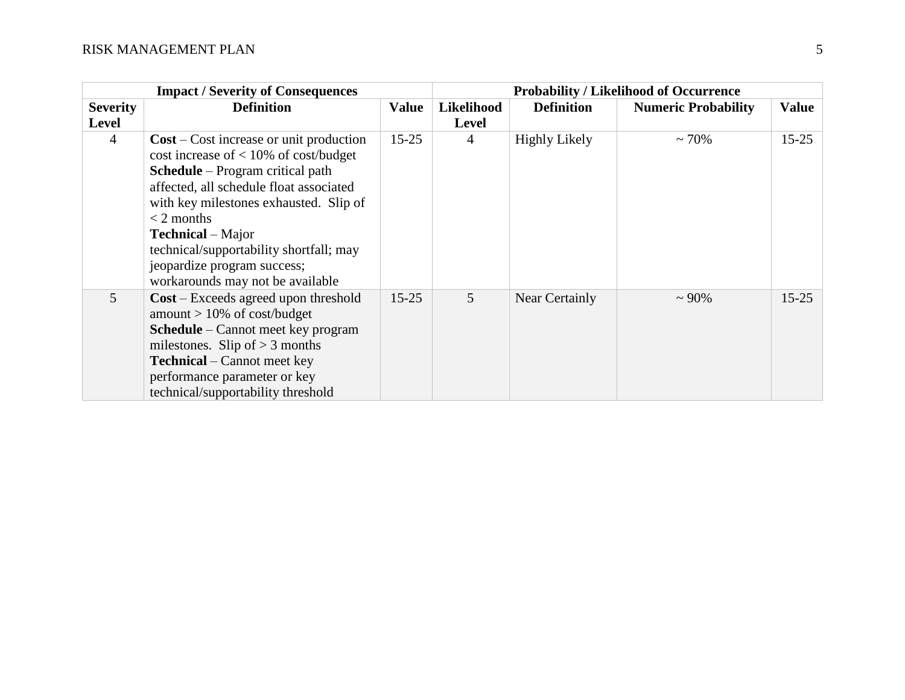| Impact / Severity of Consequences | | | Probability / Likelihood of Occurrence | | | |
|---|---|---|---|---|---|---|
| **Severity Level** | **Definition** | **Value** | **Likelihood Level** | **Definition** | **Numeric Probability** | **Value** |
| 4 | **Cost** – Cost increase or unit production cost increase of < 10% of cost/budget<br>**Schedule** – Program critical path affected, all schedule float associated with key milestones exhausted. Slip of < 2 months<br>**Technical** – Major technical/supportability shortfall; may jeopardize program success; workarounds may not be available | 15-25 | 4 | Highly Likely | ~ 70% | 15-25 |
| 5 | **Cost** – Exceeds agreed upon threshold amount > 10% of cost/budget<br>**Schedule** – Cannot meet key program milestones. Slip of > 3 months<br>**Technical** – Cannot meet key performance parameter or key technical/supportability threshold | 15-25 | 5 | Near Certainly | ~ 90% | 15-25 |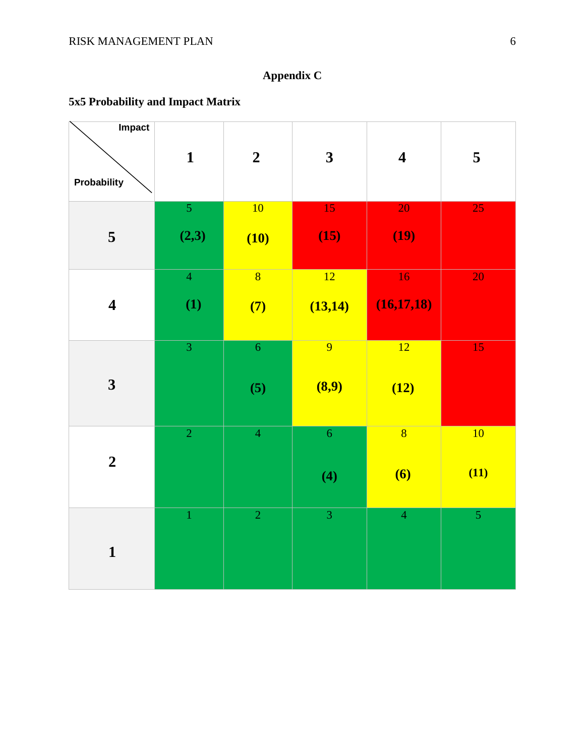**Appendix C**

**5x5 Probability and Impact Matrix**

| Probability \ Impact | 1 | 2 | 3 | 4 | 5 |
|---|---|---|---|---|---|
| **5** | 5 **(2,3)** | 10 **(10)** | 15 **(15)** | 20 **(19)** | 25 |
| **4** | 4 **(1)** | 8 **(7)** | 12 **(13,14)** | 16 **(16,17,18)** | 20 |
| **3** | 3 | 6 **(5)** | 9 **(8,9)** | 12 **(12)** | 15 |
| **2** | 2 | 4 | 6 **(4)** | 8 **(6)** | 10 **(11)** |
| **1** | 1 | 2 | 3 | 4 | 5 |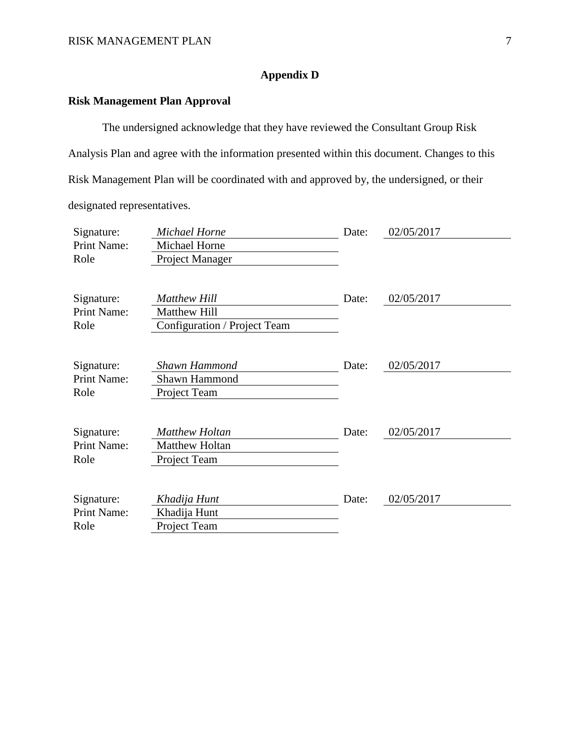# Appendix D

## Risk Management Plan Approval

The undersigned acknowledge that they have reviewed the Consultant Group Risk Analysis Plan and agree with the information presented within this document. Changes to this Risk Management Plan will be coordinated with and approved by, the undersigned, or their designated representatives.

| | | | |
|---|---|---|---|
| Signature: | *Michael Horne* | Date: | 02/05/2017 |
| Print Name: | Michael Horne | | |
| Role | Project Manager | | |

| | | | |
|---|---|---|---|
| Signature: | *Matthew Hill* | Date: | 02/05/2017 |
| Print Name: | Matthew Hill | | |
| Role | Configuration / Project Team | | |

| | | | |
|---|---|---|---|
| Signature: | *Shawn Hammond* | Date: | 02/05/2017 |
| Print Name: | Shawn Hammond | | |
| Role | Project Team | | |

| | | | |
|---|---|---|---|
| Signature: | *Matthew Holtan* | Date: | 02/05/2017 |
| Print Name: | Matthew Holtan | | |
| Role | Project Team | | |

| | | | |
|---|---|---|---|
| Signature: | *Khadija Hunt* | Date: | 02/05/2017 |
| Print Name: | Khadija Hunt | | |
| Role | Project Team | | |